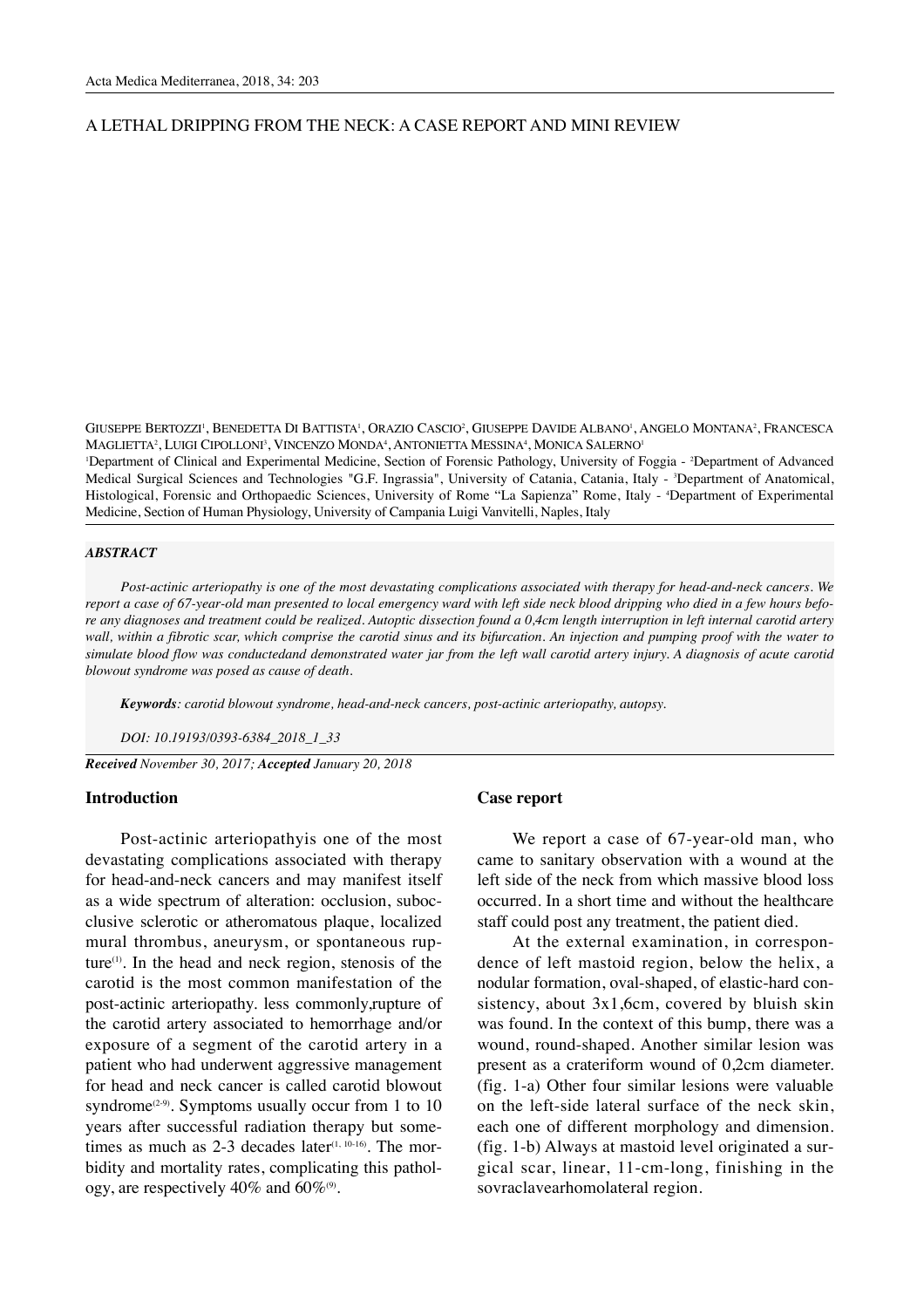# A LETHAL DRIPPING FROM THE NECK: A CASE REPORT AND MINI REVIEW

Giuseppe Bertozzi[1], Benedetta Di Battista[1], Orazio Cascio[2], Giuseppe Davide Albano[1], Angelo Montana[2], Francesca Maglietta[2], Luigi Cipolloni[3], Vincenzo Monda[4], Antonietta Messina[4], Monica Salerno[1]

[1]Department of Clinical and Experimental Medicine, Section of Forensic Pathology, University of Foggia - [2]Department of Advanced Medical Surgical Sciences and Technologies "G.F. Ingrassia", University of Catania, Catania, Italy - [3]Department of Anatomical, Histological, Forensic and Orthopaedic Sciences, University of Rome "La Sapienza" Rome, Italy - [4]Department of Experimental Medicine, Section of Human Physiology, University of Campania Luigi Vanvitelli, Naples, Italy

### *ABSTRACT*

*Post-actinic arteriopathy is one of the most devastating complications associated with therapy for head-and-neck cancers. We report a case of 67-year-old man presented to local emergency ward with left side neck blood dripping who died in a few hours before any diagnoses and treatment could be realized. Autoptic dissection found a 0,4cm length interruption in left internal carotid artery wall, within a fibrotic scar, which comprise the carotid sinus and its bifurcation. An injection and pumping proof with the water to simulate blood flow was conductedand demonstrated water jar from the left wall carotid artery injury. A diagnosis of acute carotid blowout syndrome was posed as cause of death.*

***Keywords****: carotid blowout syndrome, head-and-neck cancers, post-actinic arteriopathy, autopsy.*

*DOI: 10.19193/0393-6384_2018_1_33*

***Received** November 30, 2017; **Accepted** January 20, 2018*

## Introduction

Post-actinic arteriopathyis one of the most devastating complications associated with therapy for head-and-neck cancers and may manifest itself as a wide spectrum of alteration: occlusion, subocclusive sclerotic or atheromatous plaque, localized mural thrombus, aneurysm, or spontaneous rupture[1]. In the head and neck region, stenosis of the carotid is the most common manifestation of the post-actinic arteriopathy. less commonly,rupture of the carotid artery associated to hemorrhage and/or exposure of a segment of the carotid artery in a patient who had underwent aggressive management for head and neck cancer is called carotid blowout syndrome[2-9]. Symptoms usually occur from 1 to 10 years after successful radiation therapy but sometimes as much as 2-3 decades later[1, 10-16]. The morbidity and mortality rates, complicating this pathology, are respectively 40% and 60%[9].

## Case report

We report a case of 67-year-old man, who came to sanitary observation with a wound at the left side of the neck from which massive blood loss occurred. In a short time and without the healthcare staff could post any treatment, the patient died.

At the external examination, in correspondence of left mastoid region, below the helix, a nodular formation, oval-shaped, of elastic-hard consistency, about 3x1,6cm, covered by bluish skin was found. In the context of this bump, there was a wound, round-shaped. Another similar lesion was present as a crateriform wound of 0,2cm diameter. (fig. 1-a) Other four similar lesions were valuable on the left-side lateral surface of the neck skin, each one of different morphology and dimension. (fig. 1-b) Always at mastoid level originated a surgical scar, linear, 11-cm-long, finishing in the sovraclavearhomolateral region.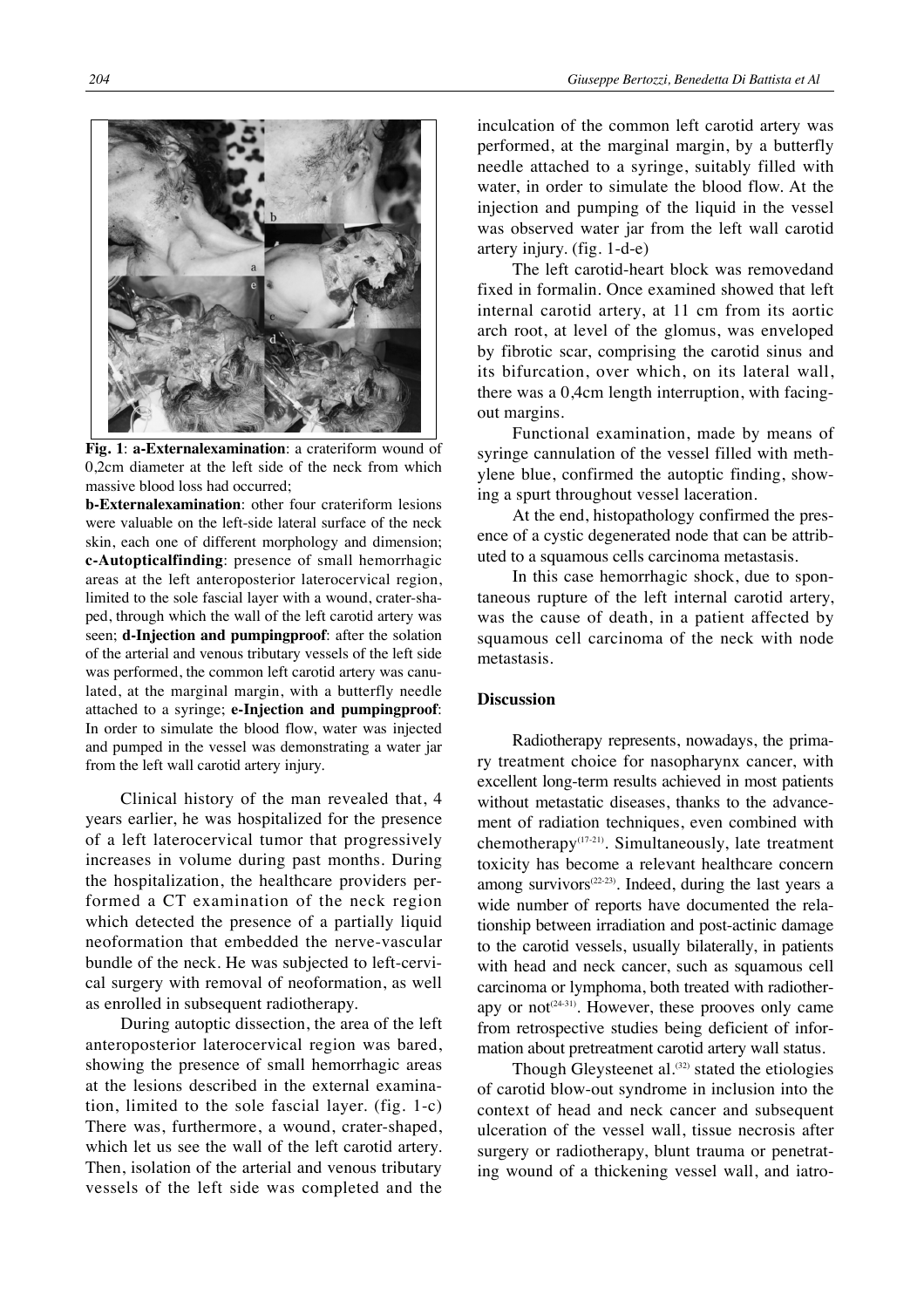**Fig. 1**: **a-Externalexamination**: a crateriform wound of 0,2cm diameter at the left side of the neck from which massive blood loss had occurred;
**b-Externalexamination**: other four crateriform lesions were valuable on the left-side lateral surface of the neck skin, each one of different morphology and dimension; **c-Autopticalfinding**: presence of small hemorrhagic areas at the left anteroposterior laterocervical region, limited to the sole fascial layer with a wound, crater-shaped, through which the wall of the left carotid artery was seen; **d-Injection and pumpingproof**: after the solation of the arterial and venous tributary vessels of the left side was performed, the common left carotid artery was canulated, at the marginal margin, with a butterfly needle attached to a syringe; **e-Injection and pumpingproof**: In order to simulate the blood flow, water was injected and pumped in the vessel was demonstrating a water jar from the left wall carotid artery injury.

Clinical history of the man revealed that, 4 years earlier, he was hospitalized for the presence of a left laterocervical tumor that progressively increases in volume during past months. During the hospitalization, the healthcare providers performed a CT examination of the neck region which detected the presence of a partially liquid neoformation that embedded the nerve-vascular bundle of the neck. He was subjected to left-cervical surgery with removal of neoformation, as well as enrolled in subsequent radiotherapy.

During autoptic dissection, the area of the left anteroposterior laterocervical region was bared, showing the presence of small hemorrhagic areas at the lesions described in the external examination, limited to the sole fascial layer. (fig. 1-c) There was, furthermore, a wound, crater-shaped, which let us see the wall of the left carotid artery. Then, isolation of the arterial and venous tributary vessels of the left side was completed and the inculcation of the common left carotid artery was performed, at the marginal margin, by a butterfly needle attached to a syringe, suitably filled with water, in order to simulate the blood flow. At the injection and pumping of the liquid in the vessel was observed water jar from the left wall carotid artery injury. (fig. 1-d-e)

The left carotid-heart block was removedand fixed in formalin. Once examined showed that left internal carotid artery, at 11 cm from its aortic arch root, at level of the glomus, was enveloped by fibrotic scar, comprising the carotid sinus and its bifurcation, over which, on its lateral wall, there was a 0,4cm length interruption, with facing-out margins.

Functional examination, made by means of syringe cannulation of the vessel filled with methylene blue, confirmed the autoptic finding, showing a spurt throughout vessel laceration.

At the end, histopathology confirmed the presence of a cystic degenerated node that can be attributed to a squamous cells carcinoma metastasis.

In this case hemorrhagic shock, due to spontaneous rupture of the left internal carotid artery, was the cause of death, in a patient affected by squamous cell carcinoma of the neck with node metastasis.

## Discussion

Radiotherapy represents, nowadays, the primary treatment choice for nasopharynx cancer, with excellent long-term results achieved in most patients without metastatic diseases, thanks to the advancement of radiation techniques, even combined with chemotherapy[17-21]. Simultaneously, late treatment toxicity has become a relevant healthcare concern among survivors[22-23]. Indeed, during the last years a wide number of reports have documented the relationship between irradiation and post-actinic damage to the carotid vessels, usually bilaterally, in patients with head and neck cancer, such as squamous cell carcinoma or lymphoma, both treated with radiotherapy or not[24-31]. However, these prooves only came from retrospective studies being deficient of information about pretreatment carotid artery wall status.

Though Gleysteenet al.[32] stated the etiologies of carotid blow-out syndrome in inclusion into the context of head and neck cancer and subsequent ulceration of the vessel wall, tissue necrosis after surgery or radiotherapy, blunt trauma or penetrating wound of a thickening vessel wall, and iatro-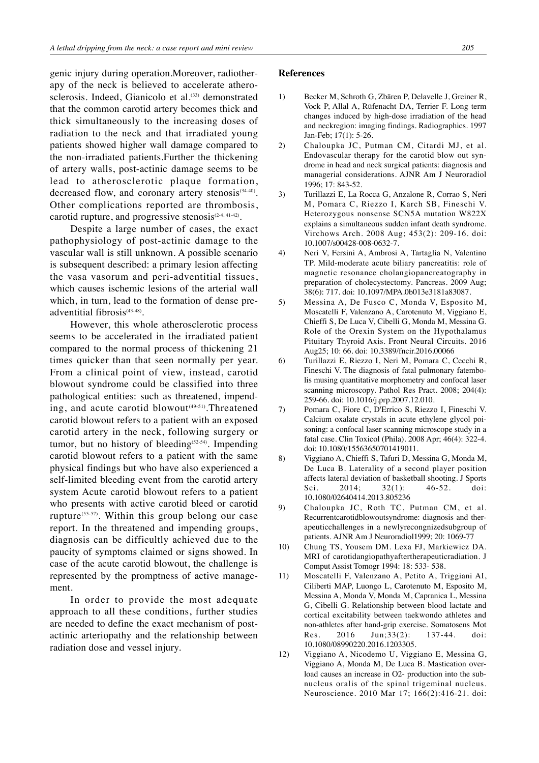genic injury during operation.Moreover, radiotherapy of the neck is believed to accelerate atherosclerosis. Indeed, Gianicolo et al.[33] demonstrated that the common carotid artery becomes thick and thick simultaneously to the increasing doses of radiation to the neck and that irradiated young patients showed higher wall damage compared to the non-irradiated patients.Further the thickening of artery walls, post-actinic damage seems to be lead to atherosclerotic plaque formation, decreased flow, and coronary artery stenosis[34-40]. Other complications reported are thrombosis, carotid rupture, and progressive stenosis[2-4, 41-42].

Despite a large number of cases, the exact pathophysiology of post-actinic damage to the vascular wall is still unknown. A possible scenario is subsequent described: a primary lesion affecting the vasa vasorum and peri-adventitial tissues, which causes ischemic lesions of the arterial wall which, in turn, lead to the formation of dense pre-adventitial fibrosis[43-48].

However, this whole atherosclerotic process seems to be accelerated in the irradiated patient compared to the normal process of thickening 21 times quicker than that seen normally per year. From a clinical point of view, instead, carotid blowout syndrome could be classified into three pathological entities: such as threatened, impending, and acute carotid blowout[49-51].Threatened carotid blowout refers to a patient with an exposed carotid artery in the neck, following surgery or tumor, but no history of bleeding[52-54]. Impending carotid blowout refers to a patient with the same physical findings but who have also experienced a self-limited bleeding event from the carotid artery system Acute carotid blowout refers to a patient who presents with active carotid bleed or carotid rupture[55-57]. Within this group belong our case report. In the threatened and impending groups, diagnosis can be difficultly achieved due to the paucity of symptoms claimed or signs showed. In case of the acute carotid blowout, the challenge is represented by the promptness of active management.

In order to provide the most adequate approach to all these conditions, further studies are needed to define the exact mechanism of post-actinic arteriopathy and the relationship between radiation dose and vessel injury.

## References

1) Becker M, Schroth G, Zbären P, Delavelle J, Greiner R, Vock P, Allal A, Rüfenacht DA, Terrier F. Long term changes induced by high-dose irradiation of the head and neckregion: imaging findings. Radiographics. 1997 Jan-Feb; 17(1): 5-26.
2) Chaloupka JC, Putman CM, Citardi MJ, et al. Endovascular therapy for the carotid blow out syndrome in head and neck surgical patients: diagnosis and managerial considerations. AJNR Am J Neuroradiol 1996; 17: 843-52.
3) Turillazzi E, La Rocca G, Anzalone R, Corrao S, Neri M, Pomara C, Riezzo I, Karch SB, Fineschi V. Heterozygous nonsense SCN5A mutation W822X explains a simultaneous sudden infant death syndrome. Virchows Arch. 2008 Aug; 453(2): 209-16. doi: 10.1007/s00428-008-0632-7.
4) Neri V, Fersini A, Ambrosi A, Tartaglia N, Valentino TP. Mild-moderate acute biliary pancreatitis: role of magnetic resonance cholangiopancreatography in preparation of cholecystectomy. Pancreas. 2009 Aug; 38(6): 717. doi: 10.1097/MPA.0b013e3181a83087.
5) Messina A, De Fusco C, Monda V, Esposito M, Moscatelli F, Valenzano A, Carotenuto M, Viggiano E, Chieffi S, De Luca V, Cibelli G, Monda M, Messina G. Role of the Orexin System on the Hypothalamus Pituitary Thyroid Axis. Front Neural Circuits. 2016 Aug25; 10: 66. doi: 10.3389/fncir.2016.00066
6) Turillazzi E, Riezzo I, Neri M, Pomara C, Cecchi R, Fineschi V. The diagnosis of fatal pulmonary fatembolis musing quantitative morphometry and confocal laser scanning microscopy. Pathol Res Pract. 2008; 204(4): 259-66. doi: 10.1016/j.prp.2007.12.010.
7) Pomara C, Fiore C, D'Errico S, Riezzo I, Fineschi V. Calcium oxalate crystals in acute ethylene glycol poisoning: a confocal laser scanning microscope study in a fatal case. Clin Toxicol (Phila). 2008 Apr; 46(4): 322-4. doi: 10.1080/15563650701419011.
8) Viggiano A, Chieffi S, Tafuri D, Messina G, Monda M, De Luca B. Laterality of a second player position affects lateral deviation of basketball shooting. J Sports Sci. 2014; 32(1): 46-52. doi: 10.1080/02640414.2013.805236
9) Chaloupka JC, Roth TC, Putman CM, et al. Recurrentcarotidblowoutsyndrome: diagnosis and therapeuticchallenges in a newlyrecongnizedsubgroup of patients. AJNR Am J Neuroradiol1999; 20: 1069-77
10) Chung TS, Yousem DM. Lexa FJ, Markiewicz DA. MRI of carotidangiopathyaftertherapeuticradiation. J Comput Assist Tomogr 1994: 18: 533- 538.
11) Moscatelli F, Valenzano A, Petito A, Triggiani AI, Ciliberti MAP, Luongo L, Carotenuto M, Esposito M, Messina A, Monda V, Monda M, Capranica L, Messina G, Cibelli G. Relationship between blood lactate and cortical excitability between taekwondo athletes and non-athletes after hand-grip exercise. Somatosens Mot Res. 2016 Jun;33(2): 137-44. doi: 10.1080/08990220.2016.1203305.
12) Viggiano A, Nicodemo U, Viggiano E, Messina G, Viggiano A, Monda M, De Luca B. Mastication overload causes an increase in O2- production into the subnucleus oralis of the spinal trigeminal nucleus. Neuroscience. 2010 Mar 17; 166(2):416-21. doi: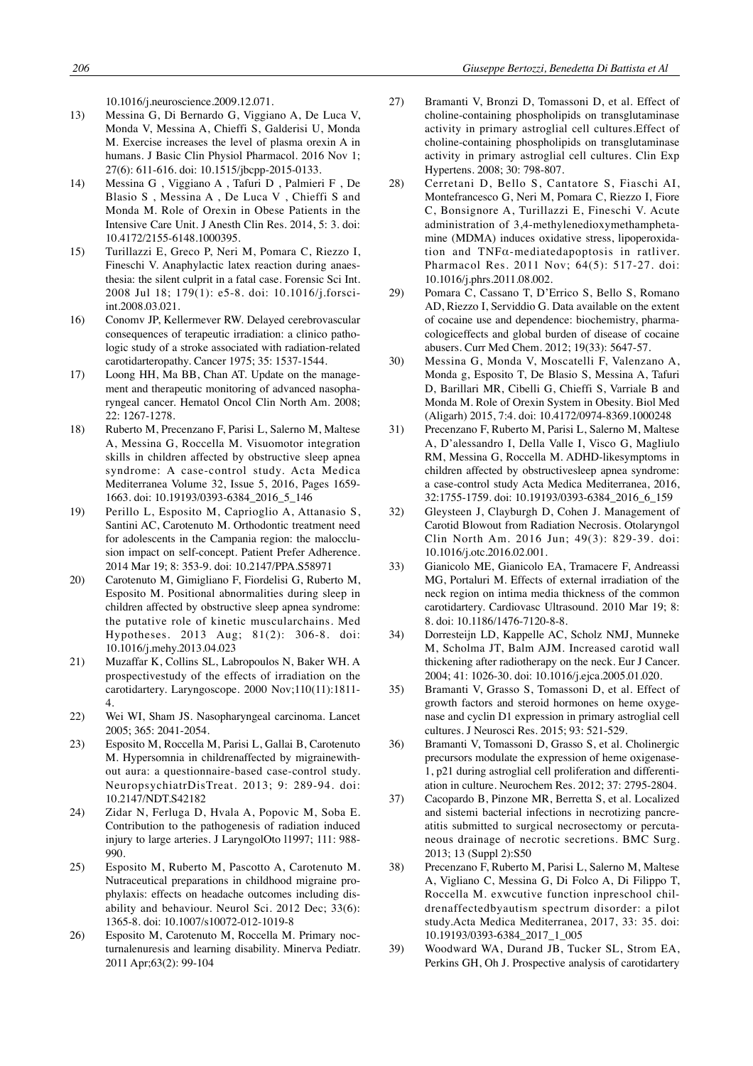10.1016/j.neuroscience.2009.12.071.

13) Messina G, Di Bernardo G, Viggiano A, De Luca V, Monda V, Messina A, Chieffi S, Galderisi U, Monda M. Exercise increases the level of plasma orexin A in humans. J Basic Clin Physiol Pharmacol. 2016 Nov 1; 27(6): 611-616. doi: 10.1515/jbcpp-2015-0133.
14) Messina G , Viggiano A , Tafuri D , Palmieri F , De Blasio S , Messina A , De Luca V , Chieffi S and Monda M. Role of Orexin in Obese Patients in the Intensive Care Unit. J Anesth Clin Res. 2014, 5: 3. doi: 10.4172/2155-6148.1000395.
15) Turillazzi E, Greco P, Neri M, Pomara C, Riezzo I, Fineschi V. Anaphylactic latex reaction during anaesthesia: the silent culprit in a fatal case. Forensic Sci Int. 2008 Jul 18; 179(1): e5-8. doi: 10.1016/j.forsciint.2008.03.021.
16) Conomv JP, Kellermever RW. Delayed cerebrovascular consequences of terapeutic irradiation: a clinico pathologic study of a stroke associated with radiation-related carotidarteropathy. Cancer 1975; 35: 1537-1544.
17) Loong HH, Ma BB, Chan AT. Update on the management and therapeutic monitoring of advanced nasopharyngeal cancer. Hematol Oncol Clin North Am. 2008; 22: 1267-1278.
18) Ruberto M, Precenzano F, Parisi L, Salerno M, Maltese A, Messina G, Roccella M. Visuomotor integration skills in children affected by obstructive sleep apnea syndrome: A case-control study. Acta Medica Mediterranea Volume 32, Issue 5, 2016, Pages 1659-1663. doi: 10.19193/0393-6384_2016_5_146
19) Perillo L, Esposito M, Caprioglio A, Attanasio S, Santini AC, Carotenuto M. Orthodontic treatment need for adolescents in the Campania region: the malocclusion impact on self-concept. Patient Prefer Adherence. 2014 Mar 19; 8: 353-9. doi: 10.2147/PPA.S58971
20) Carotenuto M, Gimigliano F, Fiordelisi G, Ruberto M, Esposito M. Positional abnormalities during sleep in children affected by obstructive sleep apnea syndrome: the putative role of kinetic muscularchains. Med Hypotheses. 2013 Aug; 81(2): 306-8. doi: 10.1016/j.mehy.2013.04.023
21) Muzaffar K, Collins SL, Labropoulos N, Baker WH. A prospectivestudy of the effects of irradiation on the carotidartery. Laryngoscope. 2000 Nov;110(11):1811-4.
22) Wei WI, Sham JS. Nasopharyngeal carcinoma. Lancet 2005; 365: 2041-2054.
23) Esposito M, Roccella M, Parisi L, Gallai B, Carotenuto M. Hypersomnia in childrenaffected by migrainewithout aura: a questionnaire-based case-control study. NeuropsychiatrDisTreat. 2013; 9: 289-94. doi: 10.2147/NDT.S42182
24) Zidar N, Ferluga D, Hvala A, Popovic M, Soba E. Contribution to the pathogenesis of radiation induced injury to large arteries. J LaryngolOto l1997; 111: 988-990.
25) Esposito M, Ruberto M, Pascotto A, Carotenuto M. Nutraceutical preparations in childhood migraine prophylaxis: effects on headache outcomes including disability and behaviour. Neurol Sci. 2012 Dec; 33(6): 1365-8. doi: 10.1007/s10072-012-1019-8
26) Esposito M, Carotenuto M, Roccella M. Primary nocturnalenuresis and learning disability. Minerva Pediatr. 2011 Apr;63(2): 99-104
27) Bramanti V, Bronzi D, Tomassoni D, et al. Effect of choline-containing phospholipids on transglutaminase activity in primary astroglial cell cultures.Effect of choline-containing phospholipids on transglutaminase activity in primary astroglial cell cultures. Clin Exp Hypertens. 2008; 30: 798-807.
28) Cerretani D, Bello S, Cantatore S, Fiaschi AI, Montefrancesco G, Neri M, Pomara C, Riezzo I, Fiore C, Bonsignore A, Turillazzi E, Fineschi V. Acute administration of 3,4-methylenedioxymethamphetamine (MDMA) induces oxidative stress, lipoperoxidation and TNFα-mediatedapoptosis in ratliver. Pharmacol Res. 2011 Nov; 64(5): 517-27. doi: 10.1016/j.phrs.2011.08.002.
29) Pomara C, Cassano T, D'Errico S, Bello S, Romano AD, Riezzo I, Serviddio G. Data available on the extent of cocaine use and dependence: biochemistry, pharmacologiceffects and global burden of disease of cocaine abusers. Curr Med Chem. 2012; 19(33): 5647-57.
30) Messina G, Monda V, Moscatelli F, Valenzano A, Monda g, Esposito T, De Blasio S, Messina A, Tafuri D, Barillari MR, Cibelli G, Chieffi S, Varriale B and Monda M. Role of Orexin System in Obesity. Biol Med (Aligarh) 2015, 7:4. doi: 10.4172/0974-8369.1000248
31) Precenzano F, Ruberto M, Parisi L, Salerno M, Maltese A, D'alessandro I, Della Valle I, Visco G, Magliulo RM, Messina G, Roccella M. ADHD-likesymptoms in children affected by obstructivesleep apnea syndrome: a case-control study Acta Medica Mediterranea, 2016, 32:1755-1759. doi: 10.19193/0393-6384_2016_6_159
32) Gleysteen J, Clayburgh D, Cohen J. Management of Carotid Blowout from Radiation Necrosis. Otolaryngol Clin North Am. 2016 Jun; 49(3): 829-39. doi: 10.1016/j.otc.2016.02.001.
33) Gianicolo ME, Gianicolo EA, Tramacere F, Andreassi MG, Portaluri M. Effects of external irradiation of the neck region on intima media thickness of the common carotidartery. Cardiovasc Ultrasound. 2010 Mar 19; 8: 8. doi: 10.1186/1476-7120-8-8.
34) Dorresteijn LD, Kappelle AC, Scholz NMJ, Munneke M, Scholma JT, Balm AJM. Increased carotid wall thickening after radiotherapy on the neck. Eur J Cancer. 2004; 41: 1026-30. doi: 10.1016/j.ejca.2005.01.020.
35) Bramanti V, Grasso S, Tomassoni D, et al. Effect of growth factors and steroid hormones on heme oxygenase and cyclin D1 expression in primary astroglial cell cultures. J Neurosci Res. 2015; 93: 521-529.
36) Bramanti V, Tomassoni D, Grasso S, et al. Cholinergic precursors modulate the expression of heme oxigenase-1, p21 during astroglial cell proliferation and differentiation in culture. Neurochem Res. 2012; 37: 2795-2804.
37) Cacopardo B, Pinzone MR, Berretta S, et al. Localized and sistemi bacterial infections in necrotizing pancreatitis submitted to surgical necrosectomy or percutaneous drainage of necrotic secretions. BMC Surg. 2013; 13 (Suppl 2):S50
38) Precenzano F, Ruberto M, Parisi L, Salerno M, Maltese A, Vigliano C, Messina G, Di Folco A, Di Filippo T, Roccella M. exwcutive function inpreschool childrenaffectedbyautism spectrum disorder: a pilot study.Acta Medica Mediterranea, 2017, 33: 35. doi: 10.19193/0393-6384_2017_1_005
39) Woodward WA, Durand JB, Tucker SL, Strom EA, Perkins GH, Oh J. Prospective analysis of carotidartery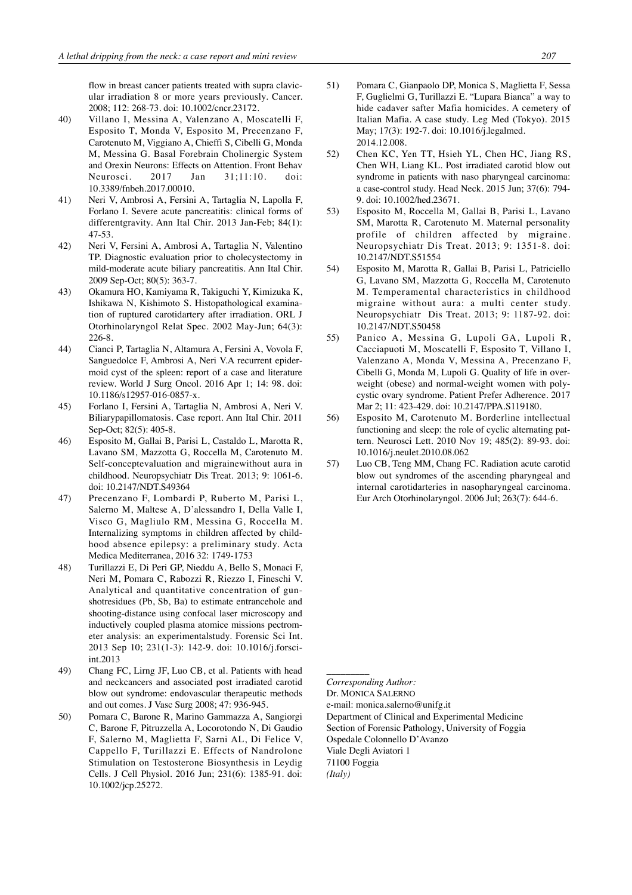flow in breast cancer patients treated with supra clavicular irradiation 8 or more years previously. Cancer. 2008; 112: 268-73. doi: 10.1002/cncr.23172.

40) Villano I, Messina A, Valenzano A, Moscatelli F, Esposito T, Monda V, Esposito M, Precenzano F, Carotenuto M, Viggiano A, Chieffi S, Cibelli G, Monda M, Messina G. Basal Forebrain Cholinergic System and Orexin Neurons: Effects on Attention. Front Behav Neurosci. 2017 Jan 31;11:10. doi: 10.3389/fnbeh.2017.00010.

41) Neri V, Ambrosi A, Fersini A, Tartaglia N, Lapolla F, Forlano I. Severe acute pancreatitis: clinical forms of differentgravity. Ann Ital Chir. 2013 Jan-Feb; 84(1): 47-53.

42) Neri V, Fersini A, Ambrosi A, Tartaglia N, Valentino TP. Diagnostic evaluation prior to cholecystectomy in mild-moderate acute biliary pancreatitis. Ann Ital Chir. 2009 Sep-Oct; 80(5): 363-7.

43) Okamura HO, Kamiyama R, Takiguchi Y, Kimizuka K, Ishikawa N, Kishimoto S. Histopathological examination of ruptured carotidartery after irradiation. ORL J Otorhinolaryngol Relat Spec. 2002 May-Jun; 64(3): 226-8.

44) Cianci P, Tartaglia N, Altamura A, Fersini A, Vovola F, Sanguedolce F, Ambrosi A, Neri V.A recurrent epidermoid cyst of the spleen: report of a case and literature review. World J Surg Oncol. 2016 Apr 1; 14: 98. doi: 10.1186/s12957-016-0857-x.

45) Forlano I, Fersini A, Tartaglia N, Ambrosi A, Neri V. Biliarypapillomatosis. Case report. Ann Ital Chir. 2011 Sep-Oct; 82(5): 405-8.

46) Esposito M, Gallai B, Parisi L, Castaldo L, Marotta R, Lavano SM, Mazzotta G, Roccella M, Carotenuto M. Self-conceptevaluation and migrainewithout aura in childhood. Neuropsychiatr Dis Treat. 2013; 9: 1061-6. doi: 10.2147/NDT.S49364

47) Precenzano F, Lombardi P, Ruberto M, Parisi L, Salerno M, Maltese A, D'alessandro I, Della Valle I, Visco G, Magliulo RM, Messina G, Roccella M. Internalizing symptoms in children affected by childhood absence epilepsy: a preliminary study. Acta Medica Mediterranea, 2016 32: 1749-1753

48) Turillazzi E, Di Peri GP, Nieddu A, Bello S, Monaci F, Neri M, Pomara C, Rabozzi R, Riezzo I, Fineschi V. Analytical and quantitative concentration of gunshotresidues (Pb, Sb, Ba) to estimate entrancehole and shooting-distance using confocal laser microscopy and inductively coupled plasma atomice missions pectrometer analysis: an experimentalstudy. Forensic Sci Int. 2013 Sep 10; 231(1-3): 142-9. doi: 10.1016/j.forsciint.2013

49) Chang FC, Lirng JF, Luo CB, et al. Patients with head and neckcancers and associated post irradiated carotid blow out syndrome: endovascular therapeutic methods and out comes. J Vasc Surg 2008; 47: 936-945.

50) Pomara C, Barone R, Marino Gammazza A, Sangiorgi C, Barone F, Pitruzzella A, Locorotondo N, Di Gaudio F, Salerno M, Maglietta F, Sarni AL, Di Felice V, Cappello F, Turillazzi E. Effects of Nandrolone Stimulation on Testosterone Biosynthesis in Leydig Cells. J Cell Physiol. 2016 Jun; 231(6): 1385-91. doi: 10.1002/jcp.25272.

51) Pomara C, Gianpaolo DP, Monica S, Maglietta F, Sessa F, Guglielmi G, Turillazzi E. "Lupara Bianca" a way to hide cadaver safter Mafia homicides. A cemetery of Italian Mafia. A case study. Leg Med (Tokyo). 2015 May; 17(3): 192-7. doi: 10.1016/j.legalmed.2014.12.008.

52) Chen KC, Yen TT, Hsieh YL, Chen HC, Jiang RS, Chen WH, Liang KL. Post irradiated carotid blow out syndrome in patients with naso pharyngeal carcinoma: a case-control study. Head Neck. 2015 Jun; 37(6): 794-9. doi: 10.1002/hed.23671.

53) Esposito M, Roccella M, Gallai B, Parisi L, Lavano SM, Marotta R, Carotenuto M. Maternal personality profile of children affected by migraine. Neuropsychiatr Dis Treat. 2013; 9: 1351-8. doi: 10.2147/NDT.S51554

54) Esposito M, Marotta R, Gallai B, Parisi L, Patriciello G, Lavano SM, Mazzotta G, Roccella M, Carotenuto M. Temperamental characteristics in childhood migraine without aura: a multi center study. Neuropsychiatr Dis Treat. 2013; 9: 1187-92. doi: 10.2147/NDT.S50458

55) Panico A, Messina G, Lupoli GA, Lupoli R, Cacciapuoti M, Moscatelli F, Esposito T, Villano I, Valenzano A, Monda V, Messina A, Precenzano F, Cibelli G, Monda M, Lupoli G. Quality of life in overweight (obese) and normal-weight women with polycystic ovary syndrome. Patient Prefer Adherence. 2017 Mar 2; 11: 423-429. doi: 10.2147/PPA.S119180.

56) Esposito M, Carotenuto M. Borderline intellectual functioning and sleep: the role of cyclic alternating pattern. Neurosci Lett. 2010 Nov 19; 485(2): 89-93. doi: 10.1016/j.neulet.2010.08.062

57) Luo CB, Teng MM, Chang FC. Radiation acute carotid blow out syndromes of the ascending pharyngeal and internal carotidarteries in nasopharyngeal carcinoma. Eur Arch Otorhinolaryngol. 2006 Jul; 263(7): 644-6.

---

*Corresponding Author:*
Dr. MONICA SALERNO
e-mail: monica.salerno@unifg.it
Department of Clinical and Experimental Medicine
Section of Forensic Pathology, University of Foggia
Ospedale Colonnello D'Avanzo
Viale Degli Aviatori 1
71100 Foggia
*(Italy)*